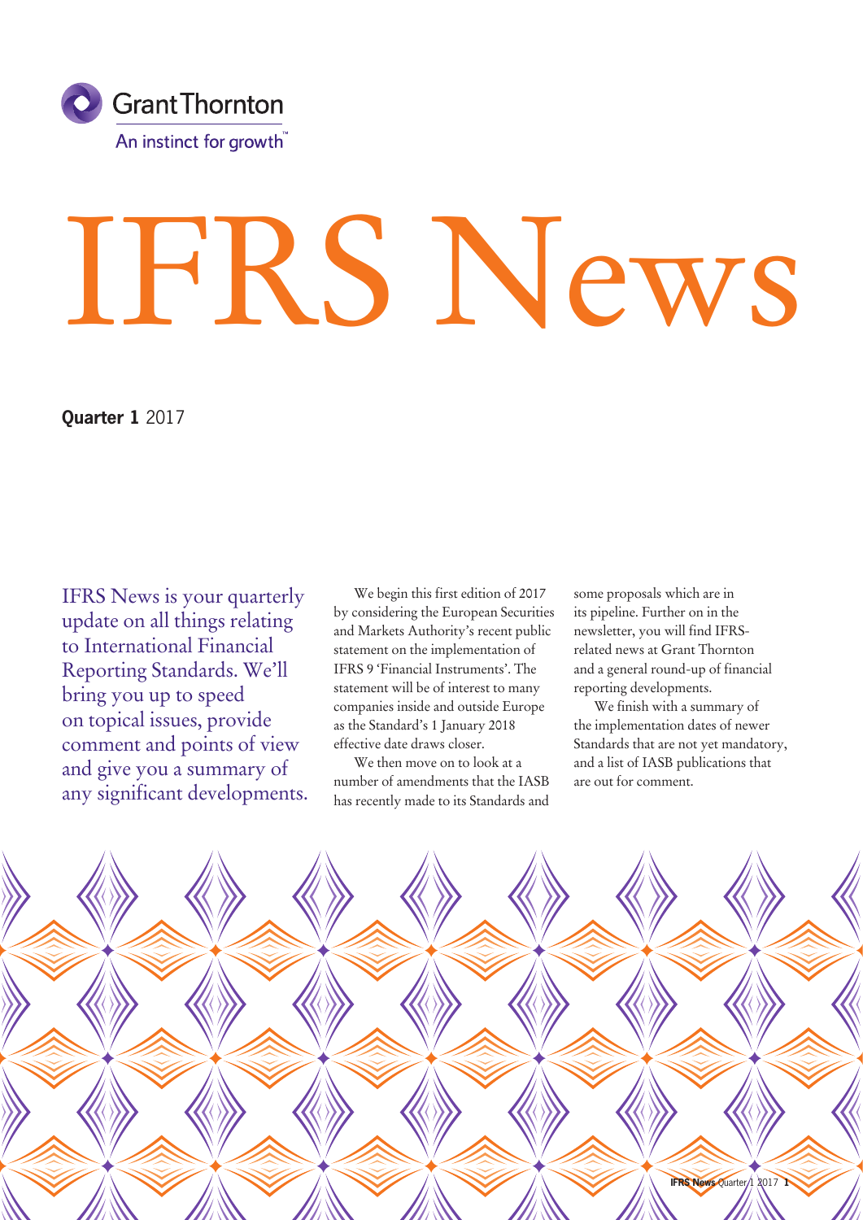Grant Thornton

An instinct for growth™

# IFRS News

**Quarter 1** 2017

IFRS News is your quarterly update on all things relating to International Financial Reporting Standards. We'll bring you up to speed on topical issues, provide comment and points of view and give you a summary of any significant developments.

We begin this first edition of 2017 by considering the European Securities and Markets Authority's recent public statement on the implementation of IFRS 9 'Financial Instruments'. The statement will be of interest to many companies inside and outside Europe as the Standard's 1 January 2018 effective date draws closer.

We then move on to look at a number of amendments that the IASB has recently made to its Standards and some proposals which are in its pipeline. Further on in the newsletter, you will find IFRS-related news at Grant Thornton and a general round-up of financial reporting developments.

We finish with a summary of the implementation dates of newer Standards that are not yet mandatory, and a list of IASB publications that are out for comment.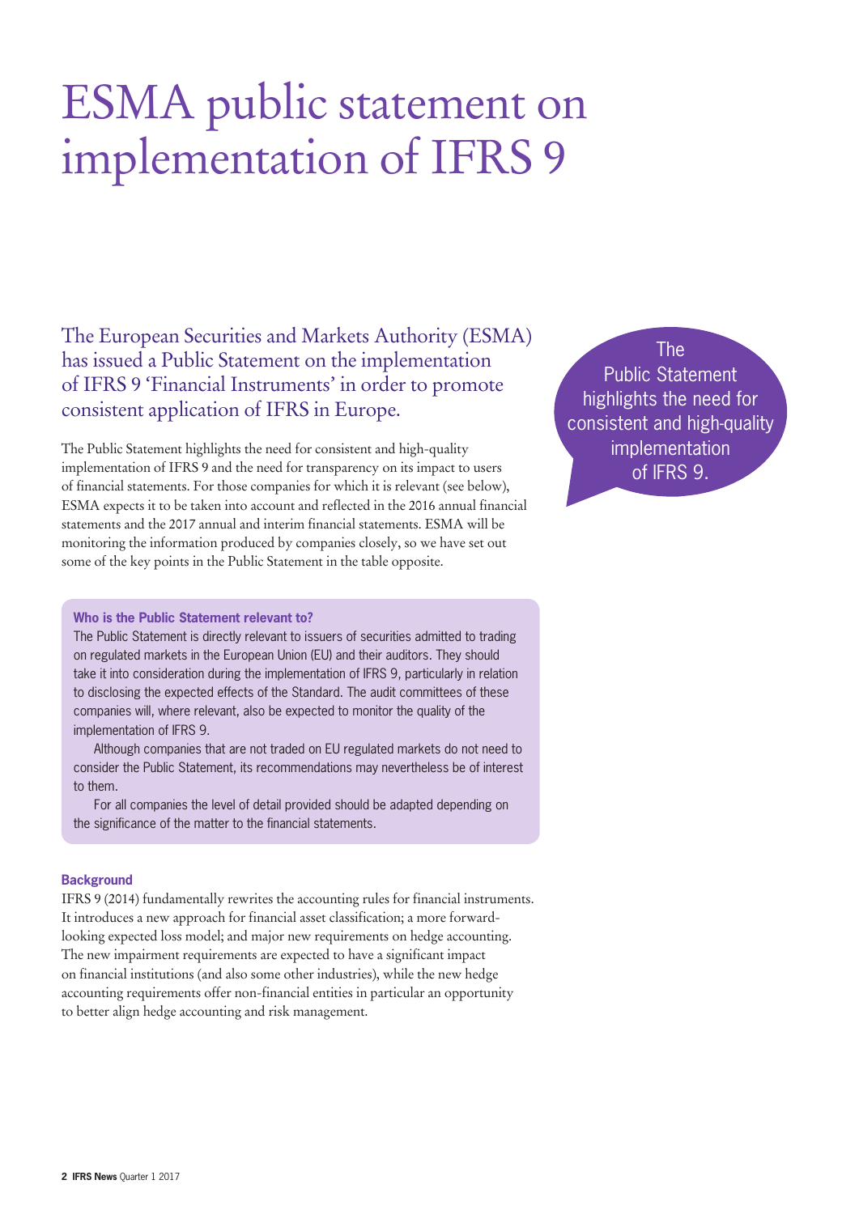# ESMA public statement on implementation of IFRS 9

## The European Securities and Markets Authority (ESMA) has issued a Public Statement on the implementation of IFRS 9 'Financial Instruments' in order to promote consistent application of IFRS in Europe.

The Public Statement highlights the need for consistent and high-quality implementation of IFRS 9 and the need for transparency on its impact to users of financial statements. For those companies for which it is relevant (see below), ESMA expects it to be taken into account and reflected in the 2016 annual financial statements and the 2017 annual and interim financial statements. ESMA will be monitoring the information produced by companies closely, so we have set out some of the key points in the Public Statement in the table opposite.

> The Public Statement highlights the need for consistent and high-quality implementation of IFRS 9.

**Who is the Public Statement relevant to?**

The Public Statement is directly relevant to issuers of securities admitted to trading on regulated markets in the European Union (EU) and their auditors. They should take it into consideration during the implementation of IFRS 9, particularly in relation to disclosing the expected effects of the Standard. The audit committees of these companies will, where relevant, also be expected to monitor the quality of the implementation of IFRS 9.

Although companies that are not traded on EU regulated markets do not need to consider the Public Statement, its recommendations may nevertheless be of interest to them.

For all companies the level of detail provided should be adapted depending on the significance of the matter to the financial statements.

**Background**

IFRS 9 (2014) fundamentally rewrites the accounting rules for financial instruments. It introduces a new approach for financial asset classification; a more forward-looking expected loss model; and major new requirements on hedge accounting. The new impairment requirements are expected to have a significant impact on financial institutions (and also some other industries), while the new hedge accounting requirements offer non-financial entities in particular an opportunity to better align hedge accounting and risk management.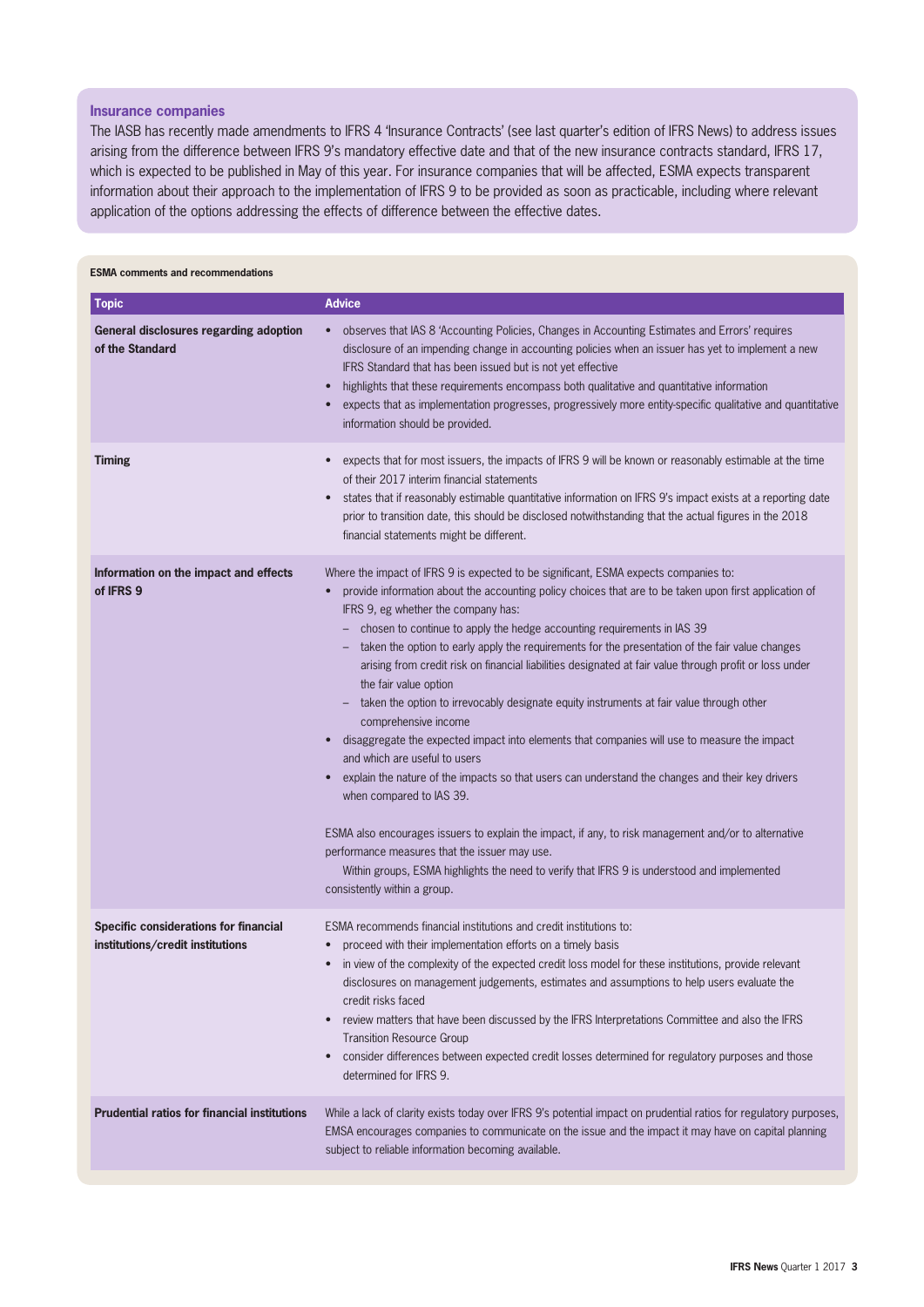### Insurance companies

The IASB has recently made amendments to IFRS 4 'Insurance Contracts' (see last quarter's edition of IFRS News) to address issues arising from the difference between IFRS 9's mandatory effective date and that of the new insurance contracts standard, IFRS 17, which is expected to be published in May of this year. For insurance companies that will be affected, ESMA expects transparent information about their approach to the implementation of IFRS 9 to be provided as soon as practicable, including where relevant application of the options addressing the effects of difference between the effective dates.

**ESMA comments and recommendations**

| Topic | Advice |
|---|---|
| **General disclosures regarding adoption of the Standard** | • observes that IAS 8 'Accounting Policies, Changes in Accounting Estimates and Errors' requires disclosure of an impending change in accounting policies when an issuer has yet to implement a new IFRS Standard that has been issued but is not yet effective<br>• highlights that these requirements encompass both qualitative and quantitative information<br>• expects that as implementation progresses, progressively more entity-specific qualitative and quantitative information should be provided. |
| **Timing** | • expects that for most issuers, the impacts of IFRS 9 will be known or reasonably estimable at the time of their 2017 interim financial statements<br>• states that if reasonably estimable quantitative information on IFRS 9's impact exists at a reporting date prior to transition date, this should be disclosed notwithstanding that the actual figures in the 2018 financial statements might be different. |
| **Information on the impact and effects of IFRS 9** | Where the impact of IFRS 9 is expected to be significant, ESMA expects companies to:<br>• provide information about the accounting policy choices that are to be taken upon first application of IFRS 9, eg whether the company has:<br>– chosen to continue to apply the hedge accounting requirements in IAS 39<br>– taken the option to early apply the requirements for the presentation of the fair value changes arising from credit risk on financial liabilities designated at fair value through profit or loss under the fair value option<br>– taken the option to irrevocably designate equity instruments at fair value through other comprehensive income<br>• disaggregate the expected impact into elements that companies will use to measure the impact and which are useful to users<br>• explain the nature of the impacts so that users can understand the changes and their key drivers when compared to IAS 39.<br><br>ESMA also encourages issuers to explain the impact, if any, to risk management and/or to alternative performance measures that the issuer may use.<br>Within groups, ESMA highlights the need to verify that IFRS 9 is understood and implemented consistently within a group. |
| **Specific considerations for financial institutions/credit institutions** | ESMA recommends financial institutions and credit institutions to:<br>• proceed with their implementation efforts on a timely basis<br>• in view of the complexity of the expected credit loss model for these institutions, provide relevant disclosures on management judgements, estimates and assumptions to help users evaluate the credit risks faced<br>• review matters that have been discussed by the IFRS Interpretations Committee and also the IFRS Transition Resource Group<br>• consider differences between expected credit losses determined for regulatory purposes and those determined for IFRS 9. |
| **Prudential ratios for financial institutions** | While a lack of clarity exists today over IFRS 9's potential impact on prudential ratios for regulatory purposes, EMSA encourages companies to communicate on the issue and the impact it may have on capital planning subject to reliable information becoming available. |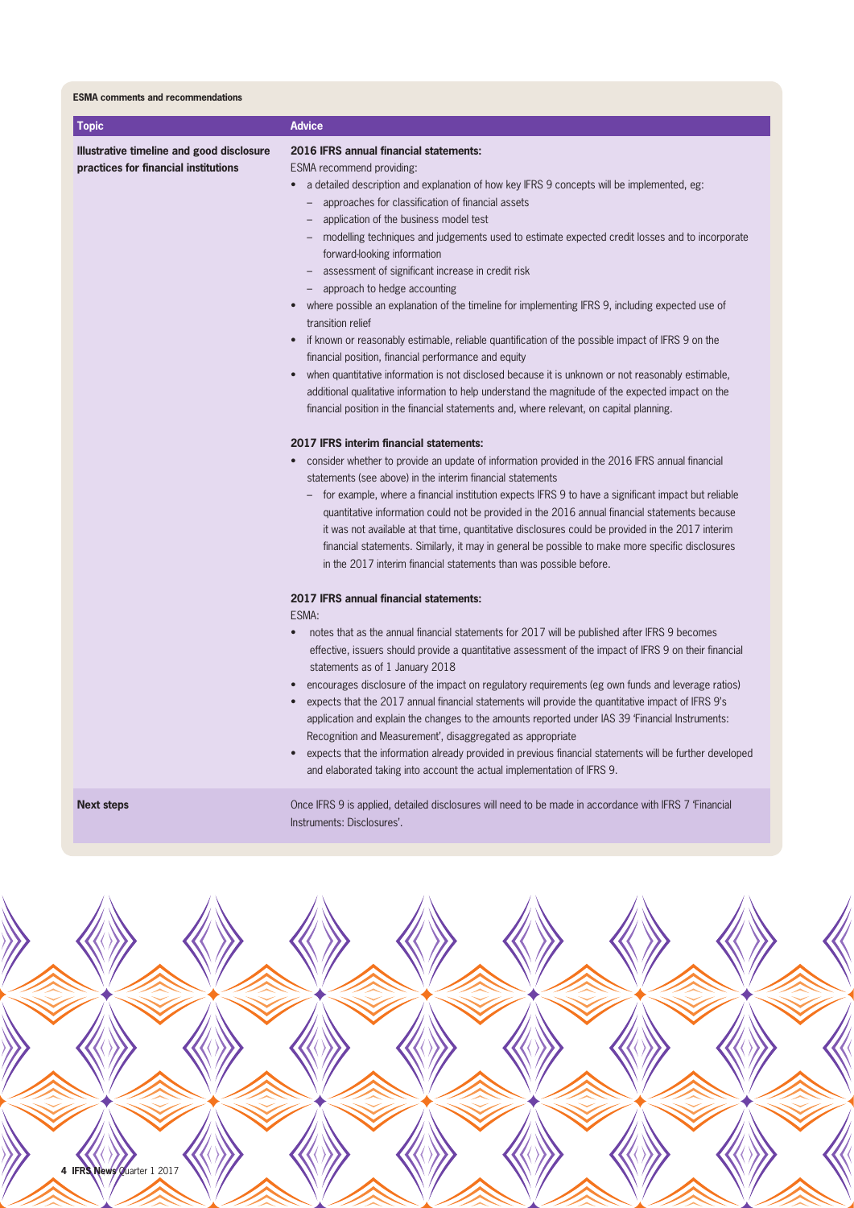**ESMA comments and recommendations**

| Topic | Advice |
|---|---|
| **Illustrative timeline and good disclosure practices for financial institutions** | **2016 IFRS annual financial statements:**<br>ESMA recommend providing:<br>• a detailed description and explanation of how key IFRS 9 concepts will be implemented, eg:<br>– approaches for classification of financial assets<br>– application of the business model test<br>– modelling techniques and judgements used to estimate expected credit losses and to incorporate forward-looking information<br>– assessment of significant increase in credit risk<br>– approach to hedge accounting<br>• where possible an explanation of the timeline for implementing IFRS 9, including expected use of transition relief<br>• if known or reasonably estimable, reliable quantification of the possible impact of IFRS 9 on the financial position, financial performance and equity<br>• when quantitative information is not disclosed because it is unknown or not reasonably estimable, additional qualitative information to help understand the magnitude of the expected impact on the financial position in the financial statements and, where relevant, on capital planning.<br><br>**2017 IFRS interim financial statements:**<br>• consider whether to provide an update of information provided in the 2016 IFRS annual financial statements (see above) in the interim financial statements<br>– for example, where a financial institution expects IFRS 9 to have a significant impact but reliable quantitative information could not be provided in the 2016 annual financial statements because it was not available at that time, quantitative disclosures could be provided in the 2017 interim financial statements. Similarly, it may in general be possible to make more specific disclosures in the 2017 interim financial statements than was possible before.<br><br>**2017 IFRS annual financial statements:**<br>ESMA:<br>• notes that as the annual financial statements for 2017 will be published after IFRS 9 becomes effective, issuers should provide a quantitative assessment of the impact of IFRS 9 on their financial statements as of 1 January 2018<br>• encourages disclosure of the impact on regulatory requirements (eg own funds and leverage ratios)<br>• expects that the 2017 annual financial statements will provide the quantitative impact of IFRS 9's application and explain the changes to the amounts reported under IAS 39 'Financial Instruments: Recognition and Measurement', disaggregated as appropriate<br>• expects that the information already provided in previous financial statements will be further developed and elaborated taking into account the actual implementation of IFRS 9. |
| **Next steps** | Once IFRS 9 is applied, detailed disclosures will need to be made in accordance with IFRS 7 'Financial Instruments: Disclosures'. |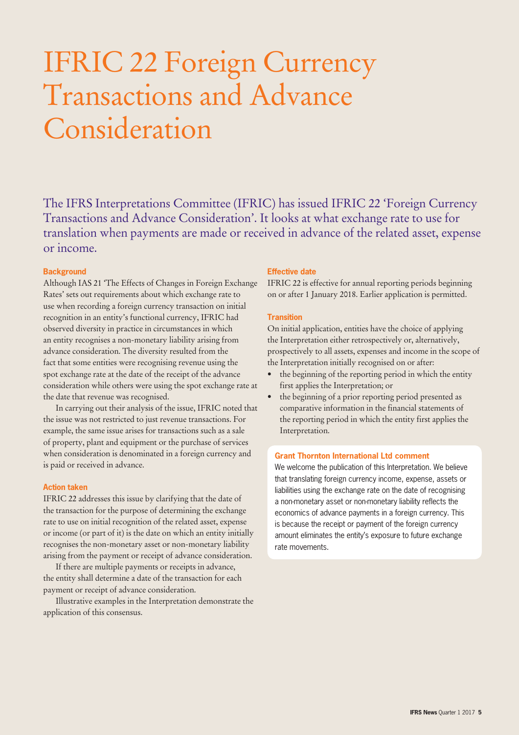# IFRIC 22 Foreign Currency Transactions and Advance Consideration

The IFRS Interpretations Committee (IFRIC) has issued IFRIC 22 'Foreign Currency Transactions and Advance Consideration'. It looks at what exchange rate to use for translation when payments are made or received in advance of the related asset, expense or income.

### Background

Although IAS 21 'The Effects of Changes in Foreign Exchange Rates' sets out requirements about which exchange rate to use when recording a foreign currency transaction on initial recognition in an entity's functional currency, IFRIC had observed diversity in practice in circumstances in which an entity recognises a non-monetary liability arising from advance consideration. The diversity resulted from the fact that some entities were recognising revenue using the spot exchange rate at the date of the receipt of the advance consideration while others were using the spot exchange rate at the date that revenue was recognised.

In carrying out their analysis of the issue, IFRIC noted that the issue was not restricted to just revenue transactions. For example, the same issue arises for transactions such as a sale of property, plant and equipment or the purchase of services when consideration is denominated in a foreign currency and is paid or received in advance.

### Action taken

IFRIC 22 addresses this issue by clarifying that the date of the transaction for the purpose of determining the exchange rate to use on initial recognition of the related asset, expense or income (or part of it) is the date on which an entity initially recognises the non-monetary asset or non-monetary liability arising from the payment or receipt of advance consideration.

If there are multiple payments or receipts in advance, the entity shall determine a date of the transaction for each payment or receipt of advance consideration.

Illustrative examples in the Interpretation demonstrate the application of this consensus.

### Effective date

IFRIC 22 is effective for annual reporting periods beginning on or after 1 January 2018. Earlier application is permitted.

### Transition

On initial application, entities have the choice of applying the Interpretation either retrospectively or, alternatively, prospectively to all assets, expenses and income in the scope of the Interpretation initially recognised on or after:

- the beginning of the reporting period in which the entity first applies the Interpretation; or
- the beginning of a prior reporting period presented as comparative information in the financial statements of the reporting period in which the entity first applies the Interpretation.

#### Grant Thornton International Ltd comment

We welcome the publication of this Interpretation. We believe that translating foreign currency income, expense, assets or liabilities using the exchange rate on the date of recognising a non-monetary asset or non-monetary liability reflects the economics of advance payments in a foreign currency. This is because the receipt or payment of the foreign currency amount eliminates the entity's exposure to future exchange rate movements.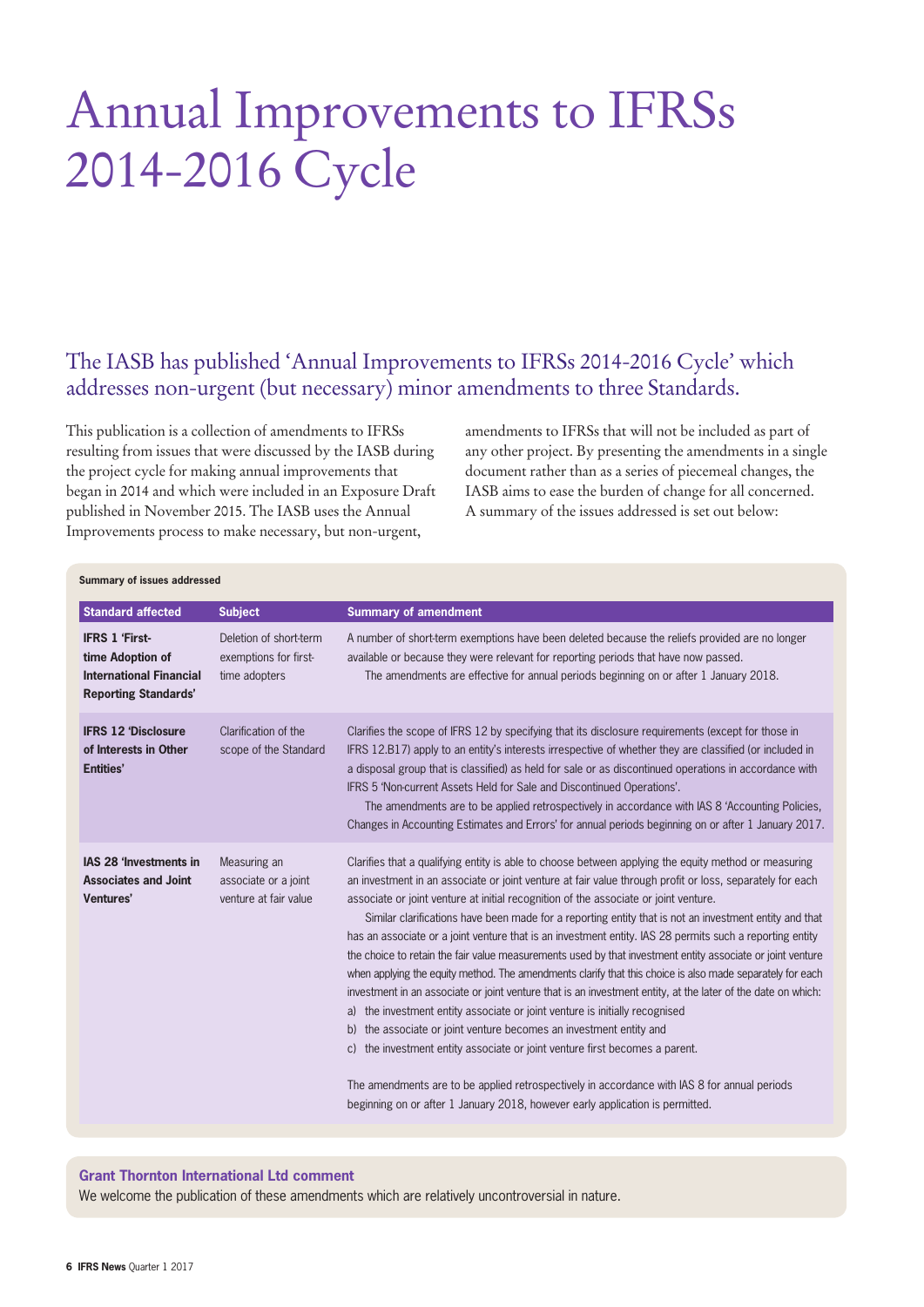# Annual Improvements to IFRSs 2014-2016 Cycle

## The IASB has published 'Annual Improvements to IFRSs 2014-2016 Cycle' which addresses non-urgent (but necessary) minor amendments to three Standards.

This publication is a collection of amendments to IFRSs resulting from issues that were discussed by the IASB during the project cycle for making annual improvements that began in 2014 and which were included in an Exposure Draft published in November 2015. The IASB uses the Annual Improvements process to make necessary, but non-urgent, amendments to IFRSs that will not be included as part of any other project. By presenting the amendments in a single document rather than as a series of piecemeal changes, the IASB aims to ease the burden of change for all concerned. A summary of the issues addressed is set out below:

**Summary of issues addressed**

| Standard affected | Subject | Summary of amendment |
|---|---|---|
| **IFRS 1 'First-time Adoption of International Financial Reporting Standards'** | Deletion of short-term exemptions for first-time adopters | A number of short-term exemptions have been deleted because the reliefs provided are no longer available or because they were relevant for reporting periods that have now passed.<br>The amendments are effective for annual periods beginning on or after 1 January 2018. |
| **IFRS 12 'Disclosure of Interests in Other Entities'** | Clarification of the scope of the Standard | Clarifies the scope of IFRS 12 by specifying that its disclosure requirements (except for those in IFRS 12.B17) apply to an entity's interests irrespective of whether they are classified (or included in a disposal group that is classified) as held for sale or as discontinued operations in accordance with IFRS 5 'Non-current Assets Held for Sale and Discontinued Operations'.<br>The amendments are to be applied retrospectively in accordance with IAS 8 'Accounting Policies, Changes in Accounting Estimates and Errors' for annual periods beginning on or after 1 January 2017. |
| **IAS 28 'Investments in Associates and Joint Ventures'** | Measuring an associate or a joint venture at fair value | Clarifies that a qualifying entity is able to choose between applying the equity method or measuring an investment in an associate or joint venture at fair value through profit or loss, separately for each associate or joint venture at initial recognition of the associate or joint venture.<br>Similar clarifications have been made for a reporting entity that is not an investment entity and that has an associate or a joint venture that is an investment entity. IAS 28 permits such a reporting entity the choice to retain the fair value measurements used by that investment entity associate or joint venture when applying the equity method. The amendments clarify that this choice is also made separately for each investment in an associate or joint venture that is an investment entity, at the later of the date on which:<br>a) the investment entity associate or joint venture is initially recognised<br>b) the associate or joint venture becomes an investment entity and<br>c) the investment entity associate or joint venture first becomes a parent.<br><br>The amendments are to be applied retrospectively in accordance with IAS 8 for annual periods beginning on or after 1 January 2018, however early application is permitted. |

**Grant Thornton International Ltd comment**

We welcome the publication of these amendments which are relatively uncontroversial in nature.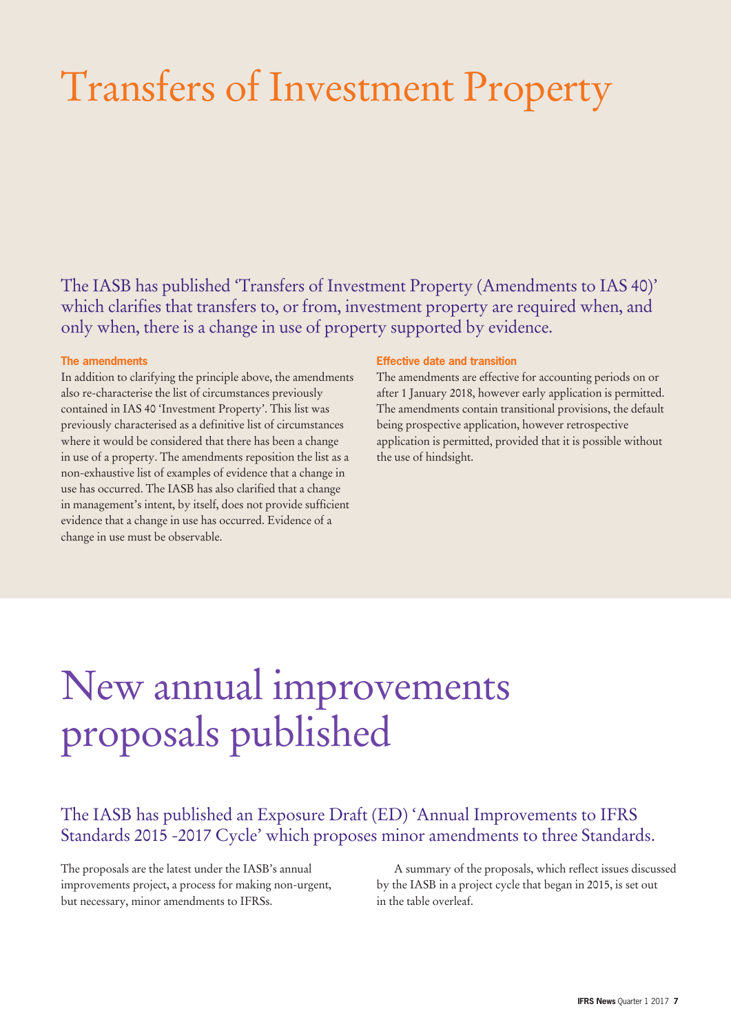# Transfers of Investment Property

The IASB has published 'Transfers of Investment Property (Amendments to IAS 40)' which clarifies that transfers to, or from, investment property are required when, and only when, there is a change in use of property supported by evidence.

### The amendments

In addition to clarifying the principle above, the amendments also re-characterise the list of circumstances previously contained in IAS 40 'Investment Property'. This list was previously characterised as a definitive list of circumstances where it would be considered that there has been a change in use of a property. The amendments reposition the list as a non-exhaustive list of examples of evidence that a change in use has occurred. The IASB has also clarified that a change in management's intent, by itself, does not provide sufficient evidence that a change in use has occurred. Evidence of a change in use must be observable.

### Effective date and transition

The amendments are effective for accounting periods on or after 1 January 2018, however early application is permitted. The amendments contain transitional provisions, the default being prospective application, however retrospective application is permitted, provided that it is possible without the use of hindsight.

# New annual improvements proposals published

The IASB has published an Exposure Draft (ED) 'Annual Improvements to IFRS Standards 2015 -2017 Cycle' which proposes minor amendments to three Standards.

The proposals are the latest under the IASB's annual improvements project, a process for making non-urgent, but necessary, minor amendments to IFRSs.

A summary of the proposals, which reflect issues discussed by the IASB in a project cycle that began in 2015, is set out in the table overleaf.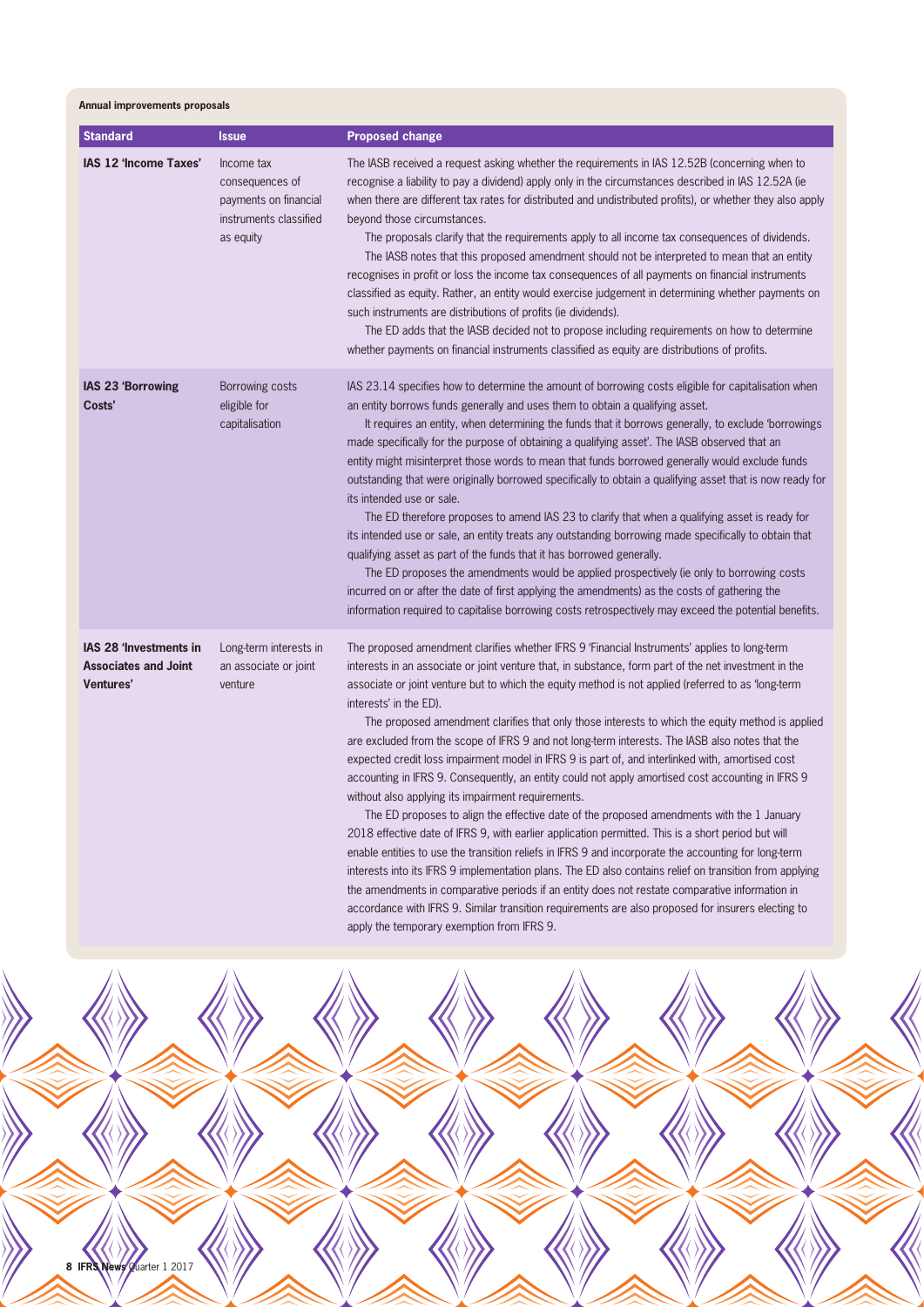**Annual improvements proposals**

| Standard | Issue | Proposed change |
| --- | --- | --- |
| **IAS 12 'Income Taxes'** | Income tax consequences of payments on financial instruments classified as equity | The IASB received a request asking whether the requirements in IAS 12.52B (concerning when to recognise a liability to pay a dividend) apply only in the circumstances described in IAS 12.52A (ie when there are different tax rates for distributed and undistributed profits), or whether they also apply beyond those circumstances.<br>The proposals clarify that the requirements apply to all income tax consequences of dividends.<br>The IASB notes that this proposed amendment should not be interpreted to mean that an entity recognises in profit or loss the income tax consequences of all payments on financial instruments classified as equity. Rather, an entity would exercise judgement in determining whether payments on such instruments are distributions of profits (ie dividends).<br>The ED adds that the IASB decided not to propose including requirements on how to determine whether payments on financial instruments classified as equity are distributions of profits. |
| **IAS 23 'Borrowing Costs'** | Borrowing costs eligible for capitalisation | IAS 23.14 specifies how to determine the amount of borrowing costs eligible for capitalisation when an entity borrows funds generally and uses them to obtain a qualifying asset.<br>It requires an entity, when determining the funds that it borrows generally, to exclude 'borrowings made specifically for the purpose of obtaining a qualifying asset'. The IASB observed that an entity might misinterpret those words to mean that funds borrowed generally would exclude funds outstanding that were originally borrowed specifically to obtain a qualifying asset that is now ready for its intended use or sale.<br>The ED therefore proposes to amend IAS 23 to clarify that when a qualifying asset is ready for its intended use or sale, an entity treats any outstanding borrowing made specifically to obtain that qualifying asset as part of the funds that it has borrowed generally.<br>The ED proposes the amendments would be applied prospectively (ie only to borrowing costs incurred on or after the date of first applying the amendments) as the costs of gathering the information required to capitalise borrowing costs retrospectively may exceed the potential benefits. |
| **IAS 28 'Investments in Associates and Joint Ventures'** | Long-term interests in an associate or joint venture | The proposed amendment clarifies whether IFRS 9 'Financial Instruments' applies to long-term interests in an associate or joint venture that, in substance, form part of the net investment in the associate or joint venture but to which the equity method is not applied (referred to as 'long-term interests' in the ED).<br>The proposed amendment clarifies that only those interests to which the equity method is applied are excluded from the scope of IFRS 9 and not long-term interests. The IASB also notes that the expected credit loss impairment model in IFRS 9 is part of, and interlinked with, amortised cost accounting in IFRS 9. Consequently, an entity could not apply amortised cost accounting in IFRS 9 without also applying its impairment requirements.<br>The ED proposes to align the effective date of the proposed amendments with the 1 January 2018 effective date of IFRS 9, with earlier application permitted. This is a short period but will enable entities to use the transition reliefs in IFRS 9 and incorporate the accounting for long-term interests into its IFRS 9 implementation plans. The ED also contains relief on transition from applying the amendments in comparative periods if an entity does not restate comparative information in accordance with IFRS 9. Similar transition requirements are also proposed for insurers electing to apply the temporary exemption from IFRS 9. |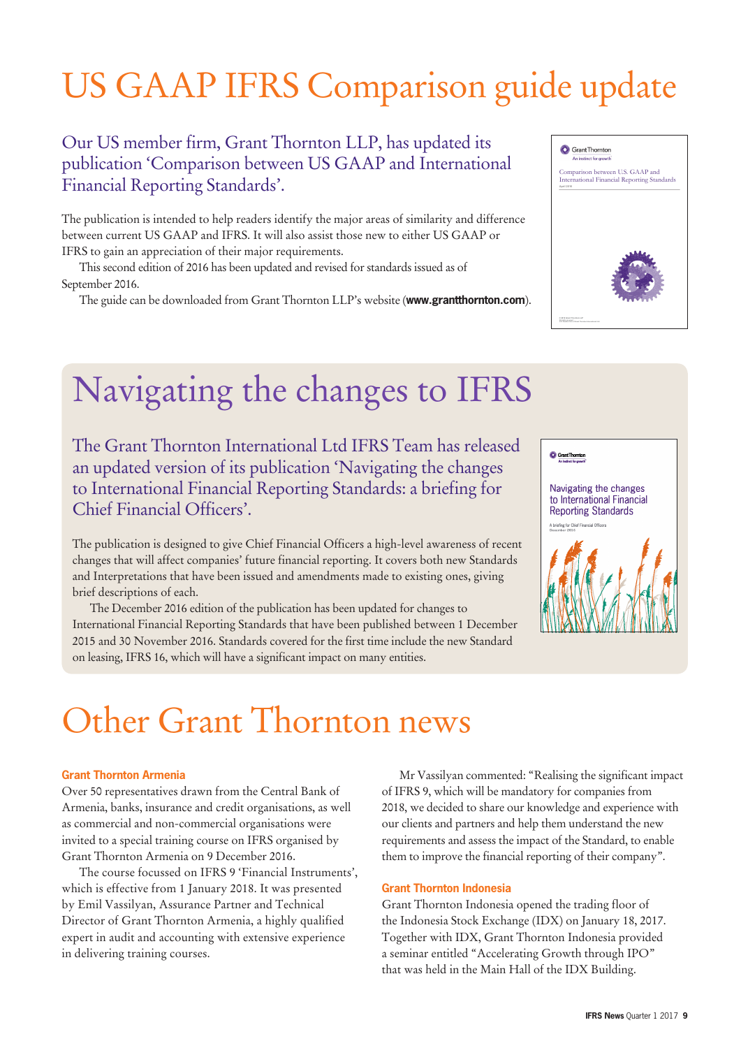# US GAAP IFRS Comparison guide update

## Our US member firm, Grant Thornton LLP, has updated its publication 'Comparison between US GAAP and International Financial Reporting Standards'.

The publication is intended to help readers identify the major areas of similarity and difference between current US GAAP and IFRS. It will also assist those new to either US GAAP or IFRS to gain an appreciation of their major requirements.

This second edition of 2016 has been updated and revised for standards issued as of September 2016.

The guide can be downloaded from Grant Thornton LLP's website (**www.grantthornton.com**).

# Navigating the changes to IFRS

## The Grant Thornton International Ltd IFRS Team has released an updated version of its publication 'Navigating the changes to International Financial Reporting Standards: a briefing for Chief Financial Officers'.

The publication is designed to give Chief Financial Officers a high-level awareness of recent changes that will affect companies' future financial reporting. It covers both new Standards and Interpretations that have been issued and amendments made to existing ones, giving brief descriptions of each.

The December 2016 edition of the publication has been updated for changes to International Financial Reporting Standards that have been published between 1 December 2015 and 30 November 2016. Standards covered for the first time include the new Standard on leasing, IFRS 16, which will have a significant impact on many entities.

# Other Grant Thornton news

### Grant Thornton Armenia

Over 50 representatives drawn from the Central Bank of Armenia, banks, insurance and credit organisations, as well as commercial and non-commercial organisations were invited to a special training course on IFRS organised by Grant Thornton Armenia on 9 December 2016.

The course focussed on IFRS 9 'Financial Instruments', which is effective from 1 January 2018. It was presented by Emil Vassilyan, Assurance Partner and Technical Director of Grant Thornton Armenia, a highly qualified expert in audit and accounting with extensive experience in delivering training courses.

Mr Vassilyan commented: "Realising the significant impact of IFRS 9, which will be mandatory for companies from 2018, we decided to share our knowledge and experience with our clients and partners and help them understand the new requirements and assess the impact of the Standard, to enable them to improve the financial reporting of their company".

### Grant Thornton Indonesia

Grant Thornton Indonesia opened the trading floor of the Indonesia Stock Exchange (IDX) on January 18, 2017. Together with IDX, Grant Thornton Indonesia provided a seminar entitled "Accelerating Growth through IPO" that was held in the Main Hall of the IDX Building.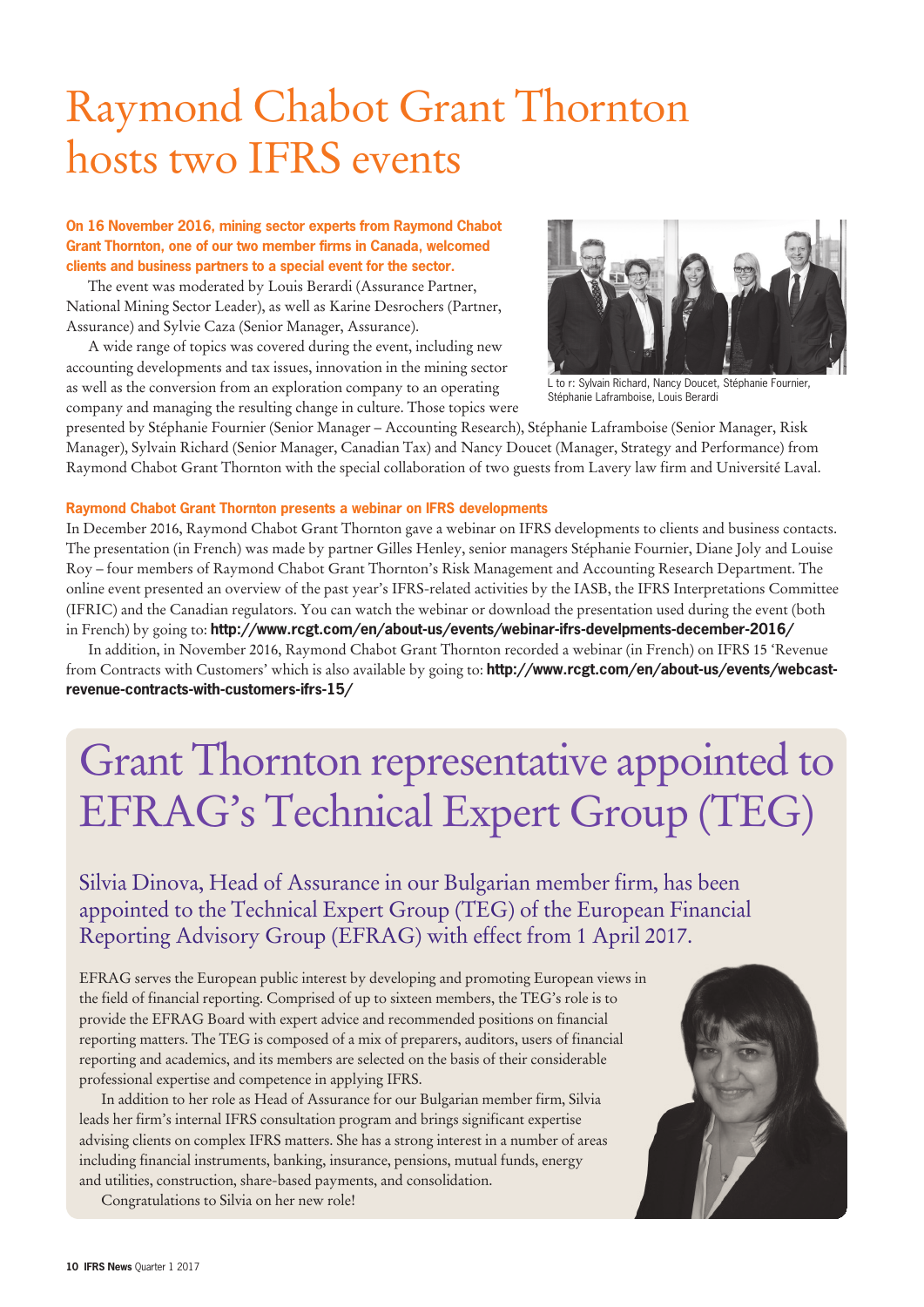# Raymond Chabot Grant Thornton hosts two IFRS events

**On 16 November 2016, mining sector experts from Raymond Chabot Grant Thornton, one of our two member firms in Canada, welcomed clients and business partners to a special event for the sector.**

The event was moderated by Louis Berardi (Assurance Partner, National Mining Sector Leader), as well as Karine Desrochers (Partner, Assurance) and Sylvie Caza (Senior Manager, Assurance).

A wide range of topics was covered during the event, including new accounting developments and tax issues, innovation in the mining sector as well as the conversion from an exploration company to an operating company and managing the resulting change in culture. Those topics were presented by Stéphanie Fournier (Senior Manager – Accounting Research), Stéphanie Laframboise (Senior Manager, Risk Manager), Sylvain Richard (Senior Manager, Canadian Tax) and Nancy Doucet (Manager, Strategy and Performance) from Raymond Chabot Grant Thornton with the special collaboration of two guests from Lavery law firm and Université Laval.

L to r: Sylvain Richard, Nancy Doucet, Stéphanie Fournier, Stéphanie Laframboise, Louis Berardi

### Raymond Chabot Grant Thornton presents a webinar on IFRS developments

In December 2016, Raymond Chabot Grant Thornton gave a webinar on IFRS developments to clients and business contacts. The presentation (in French) was made by partner Gilles Henley, senior managers Stéphanie Fournier, Diane Joly and Louise Roy – four members of Raymond Chabot Grant Thornton's Risk Management and Accounting Research Department. The online event presented an overview of the past year's IFRS-related activities by the IASB, the IFRS Interpretations Committee (IFRIC) and the Canadian regulators. You can watch the webinar or download the presentation used during the event (both in French) by going to: **http://www.rcgt.com/en/about-us/events/webinar-ifrs-develpments-december-2016/**

In addition, in November 2016, Raymond Chabot Grant Thornton recorded a webinar (in French) on IFRS 15 'Revenue from Contracts with Customers' which is also available by going to: **http://www.rcgt.com/en/about-us/events/webcast-revenue-contracts-with-customers-ifrs-15/**

# Grant Thornton representative appointed to EFRAG's Technical Expert Group (TEG)

## Silvia Dinova, Head of Assurance in our Bulgarian member firm, has been appointed to the Technical Expert Group (TEG) of the European Financial Reporting Advisory Group (EFRAG) with effect from 1 April 2017.

EFRAG serves the European public interest by developing and promoting European views in the field of financial reporting. Comprised of up to sixteen members, the TEG's role is to provide the EFRAG Board with expert advice and recommended positions on financial reporting matters. The TEG is composed of a mix of preparers, auditors, users of financial reporting and academics, and its members are selected on the basis of their considerable professional expertise and competence in applying IFRS.

In addition to her role as Head of Assurance for our Bulgarian member firm, Silvia leads her firm's internal IFRS consultation program and brings significant expertise advising clients on complex IFRS matters. She has a strong interest in a number of areas including financial instruments, banking, insurance, pensions, mutual funds, energy and utilities, construction, share-based payments, and consolidation.

Congratulations to Silvia on her new role!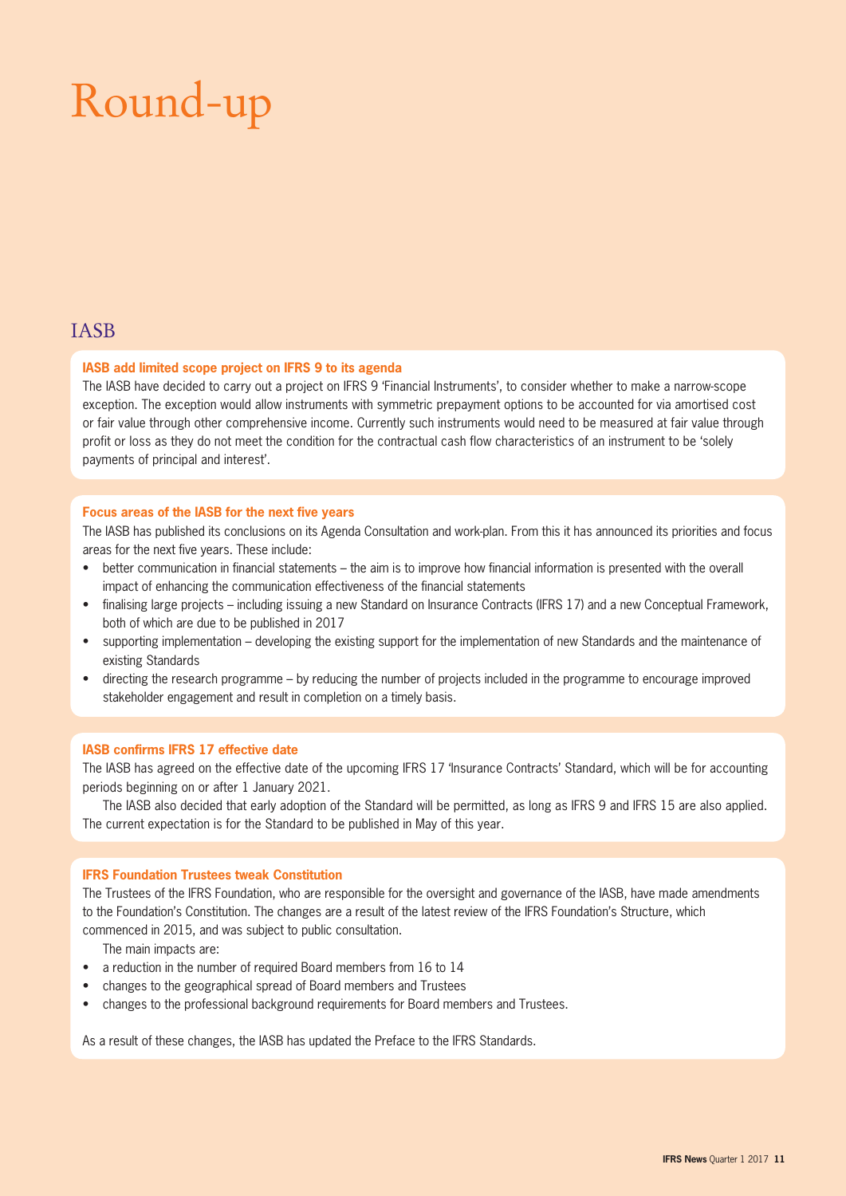# Round-up

## IASB

### IASB add limited scope project on IFRS 9 to its agenda

The IASB have decided to carry out a project on IFRS 9 'Financial Instruments', to consider whether to make a narrow-scope exception. The exception would allow instruments with symmetric prepayment options to be accounted for via amortised cost or fair value through other comprehensive income. Currently such instruments would need to be measured at fair value through profit or loss as they do not meet the condition for the contractual cash flow characteristics of an instrument to be 'solely payments of principal and interest'.

### Focus areas of the IASB for the next five years

The IASB has published its conclusions on its Agenda Consultation and work-plan. From this it has announced its priorities and focus areas for the next five years. These include:

- better communication in financial statements – the aim is to improve how financial information is presented with the overall impact of enhancing the communication effectiveness of the financial statements
- finalising large projects – including issuing a new Standard on Insurance Contracts (IFRS 17) and a new Conceptual Framework, both of which are due to be published in 2017
- supporting implementation – developing the existing support for the implementation of new Standards and the maintenance of existing Standards
- directing the research programme – by reducing the number of projects included in the programme to encourage improved stakeholder engagement and result in completion on a timely basis.

### IASB confirms IFRS 17 effective date

The IASB has agreed on the effective date of the upcoming IFRS 17 'Insurance Contracts' Standard, which will be for accounting periods beginning on or after 1 January 2021.

The IASB also decided that early adoption of the Standard will be permitted, as long as IFRS 9 and IFRS 15 are also applied. The current expectation is for the Standard to be published in May of this year.

### IFRS Foundation Trustees tweak Constitution

The Trustees of the IFRS Foundation, who are responsible for the oversight and governance of the IASB, have made amendments to the Foundation's Constitution. The changes are a result of the latest review of the IFRS Foundation's Structure, which commenced in 2015, and was subject to public consultation.

The main impacts are:

- a reduction in the number of required Board members from 16 to 14
- changes to the geographical spread of Board members and Trustees
- changes to the professional background requirements for Board members and Trustees.

As a result of these changes, the IASB has updated the Preface to the IFRS Standards.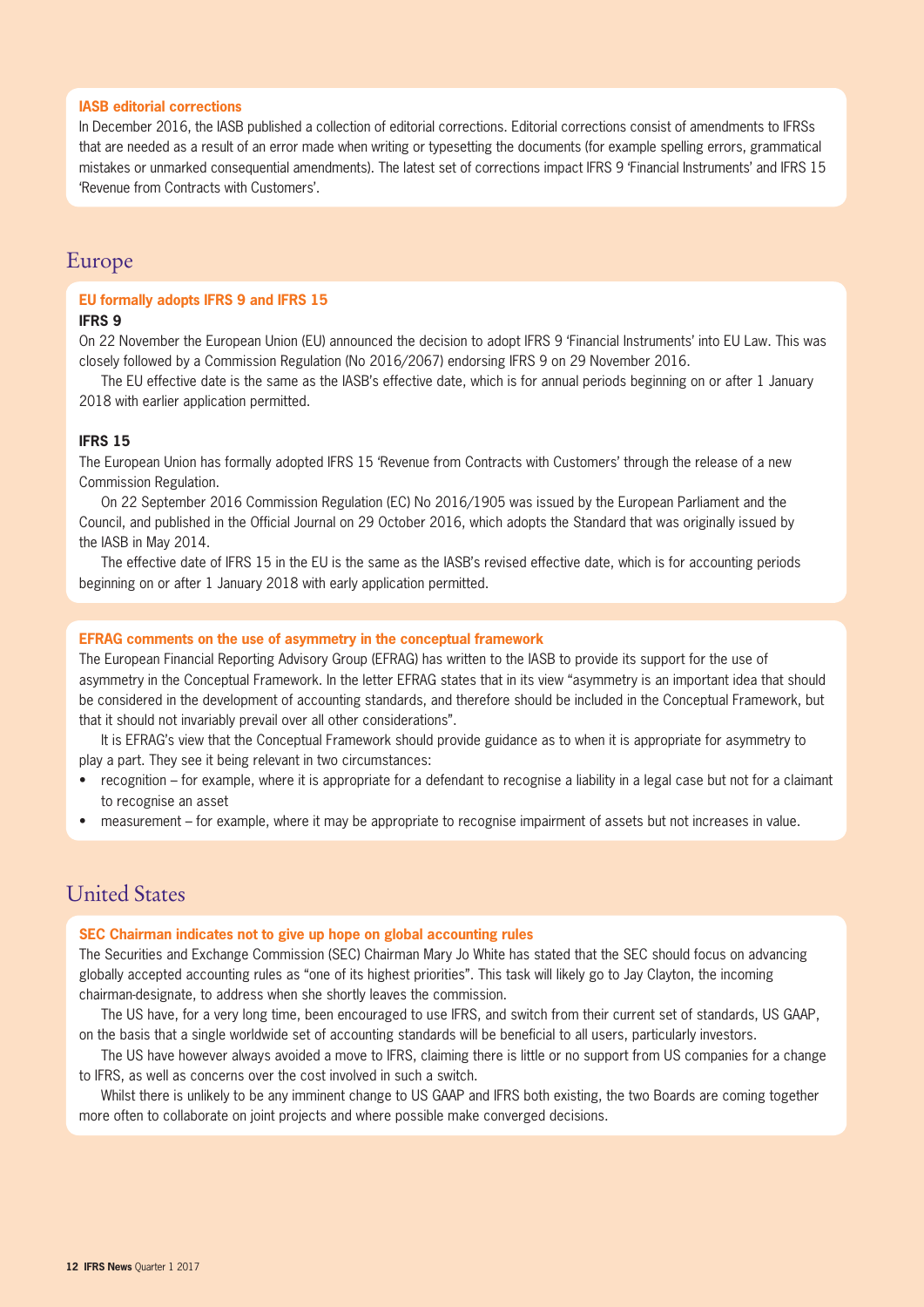### IASB editorial corrections

In December 2016, the IASB published a collection of editorial corrections. Editorial corrections consist of amendments to IFRSs that are needed as a result of an error made when writing or typesetting the documents (for example spelling errors, grammatical mistakes or unmarked consequential amendments). The latest set of corrections impact IFRS 9 'Financial Instruments' and IFRS 15 'Revenue from Contracts with Customers'.

## Europe

### EU formally adopts IFRS 9 and IFRS 15

**IFRS 9**

On 22 November the European Union (EU) announced the decision to adopt IFRS 9 'Financial Instruments' into EU Law. This was closely followed by a Commission Regulation (No 2016/2067) endorsing IFRS 9 on 29 November 2016.

The EU effective date is the same as the IASB's effective date, which is for annual periods beginning on or after 1 January 2018 with earlier application permitted.

**IFRS 15**

The European Union has formally adopted IFRS 15 'Revenue from Contracts with Customers' through the release of a new Commission Regulation.

On 22 September 2016 Commission Regulation (EC) No 2016/1905 was issued by the European Parliament and the Council, and published in the Official Journal on 29 October 2016, which adopts the Standard that was originally issued by the IASB in May 2014.

The effective date of IFRS 15 in the EU is the same as the IASB's revised effective date, which is for accounting periods beginning on or after 1 January 2018 with early application permitted.

### EFRAG comments on the use of asymmetry in the conceptual framework

The European Financial Reporting Advisory Group (EFRAG) has written to the IASB to provide its support for the use of asymmetry in the Conceptual Framework. In the letter EFRAG states that in its view "asymmetry is an important idea that should be considered in the development of accounting standards, and therefore should be included in the Conceptual Framework, but that it should not invariably prevail over all other considerations".

It is EFRAG's view that the Conceptual Framework should provide guidance as to when it is appropriate for asymmetry to play a part. They see it being relevant in two circumstances:

- recognition – for example, where it is appropriate for a defendant to recognise a liability in a legal case but not for a claimant to recognise an asset
- measurement – for example, where it may be appropriate to recognise impairment of assets but not increases in value.

## United States

### SEC Chairman indicates not to give up hope on global accounting rules

The Securities and Exchange Commission (SEC) Chairman Mary Jo White has stated that the SEC should focus on advancing globally accepted accounting rules as "one of its highest priorities". This task will likely go to Jay Clayton, the incoming chairman-designate, to address when she shortly leaves the commission.

The US have, for a very long time, been encouraged to use IFRS, and switch from their current set of standards, US GAAP, on the basis that a single worldwide set of accounting standards will be beneficial to all users, particularly investors.

The US have however always avoided a move to IFRS, claiming there is little or no support from US companies for a change to IFRS, as well as concerns over the cost involved in such a switch.

Whilst there is unlikely to be any imminent change to US GAAP and IFRS both existing, the two Boards are coming together more often to collaborate on joint projects and where possible make converged decisions.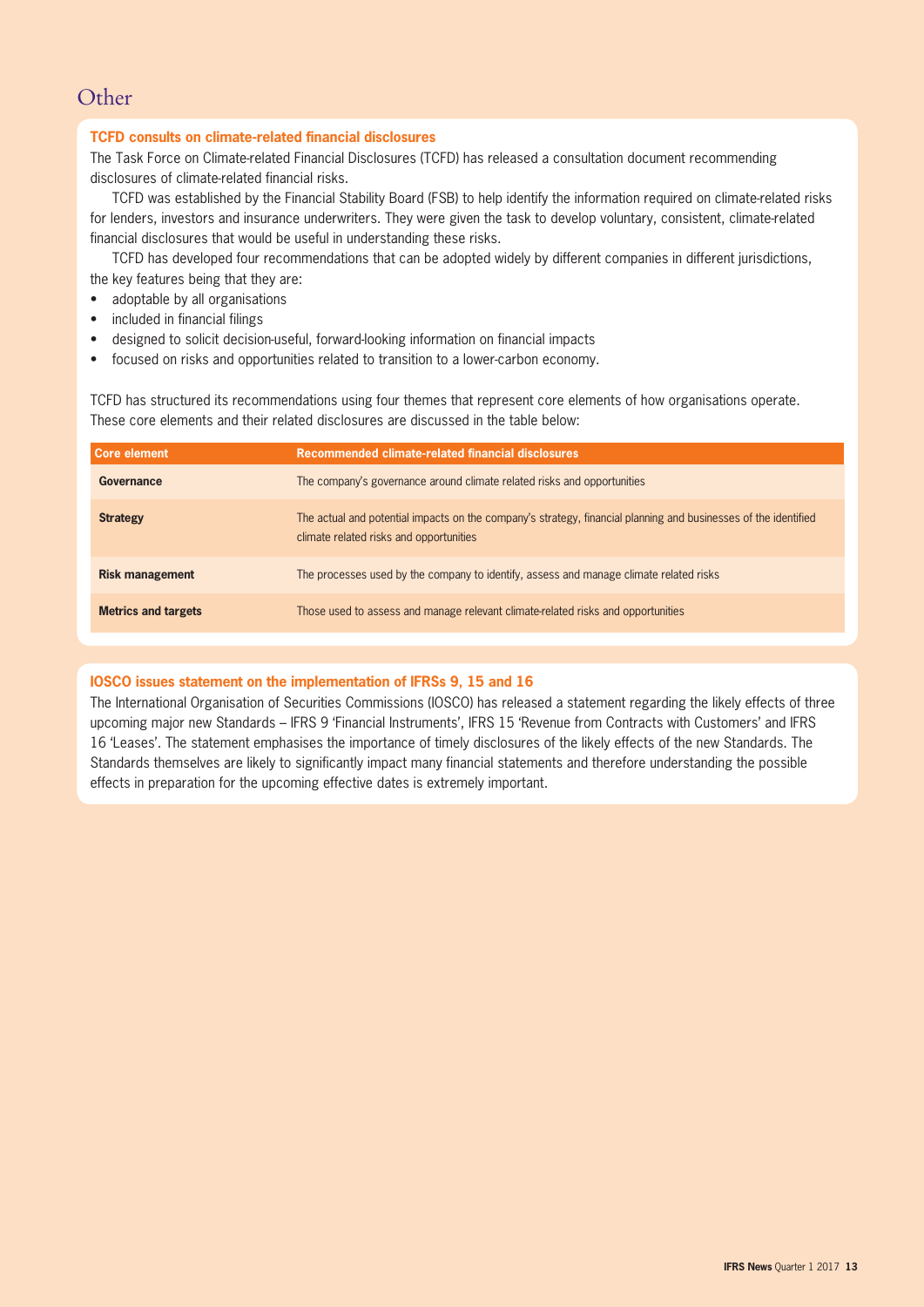# Other

### TCFD consults on climate-related financial disclosures

The Task Force on Climate-related Financial Disclosures (TCFD) has released a consultation document recommending disclosures of climate-related financial risks.

TCFD was established by the Financial Stability Board (FSB) to help identify the information required on climate-related risks for lenders, investors and insurance underwriters. They were given the task to develop voluntary, consistent, climate-related financial disclosures that would be useful in understanding these risks.

TCFD has developed four recommendations that can be adopted widely by different companies in different jurisdictions, the key features being that they are:

- adoptable by all organisations
- included in financial filings
- designed to solicit decision-useful, forward-looking information on financial impacts
- focused on risks and opportunities related to transition to a lower-carbon economy.

TCFD has structured its recommendations using four themes that represent core elements of how organisations operate. These core elements and their related disclosures are discussed in the table below:

| Core element | Recommended climate-related financial disclosures |
|---|---|
| **Governance** | The company's governance around climate related risks and opportunities |
| **Strategy** | The actual and potential impacts on the company's strategy, financial planning and businesses of the identified climate related risks and opportunities |
| **Risk management** | The processes used by the company to identify, assess and manage climate related risks |
| **Metrics and targets** | Those used to assess and manage relevant climate-related risks and opportunities |

### IOSCO issues statement on the implementation of IFRSs 9, 15 and 16

The International Organisation of Securities Commissions (IOSCO) has released a statement regarding the likely effects of three upcoming major new Standards – IFRS 9 'Financial Instruments', IFRS 15 'Revenue from Contracts with Customers' and IFRS 16 'Leases'. The statement emphasises the importance of timely disclosures of the likely effects of the new Standards. The Standards themselves are likely to significantly impact many financial statements and therefore understanding the possible effects in preparation for the upcoming effective dates is extremely important.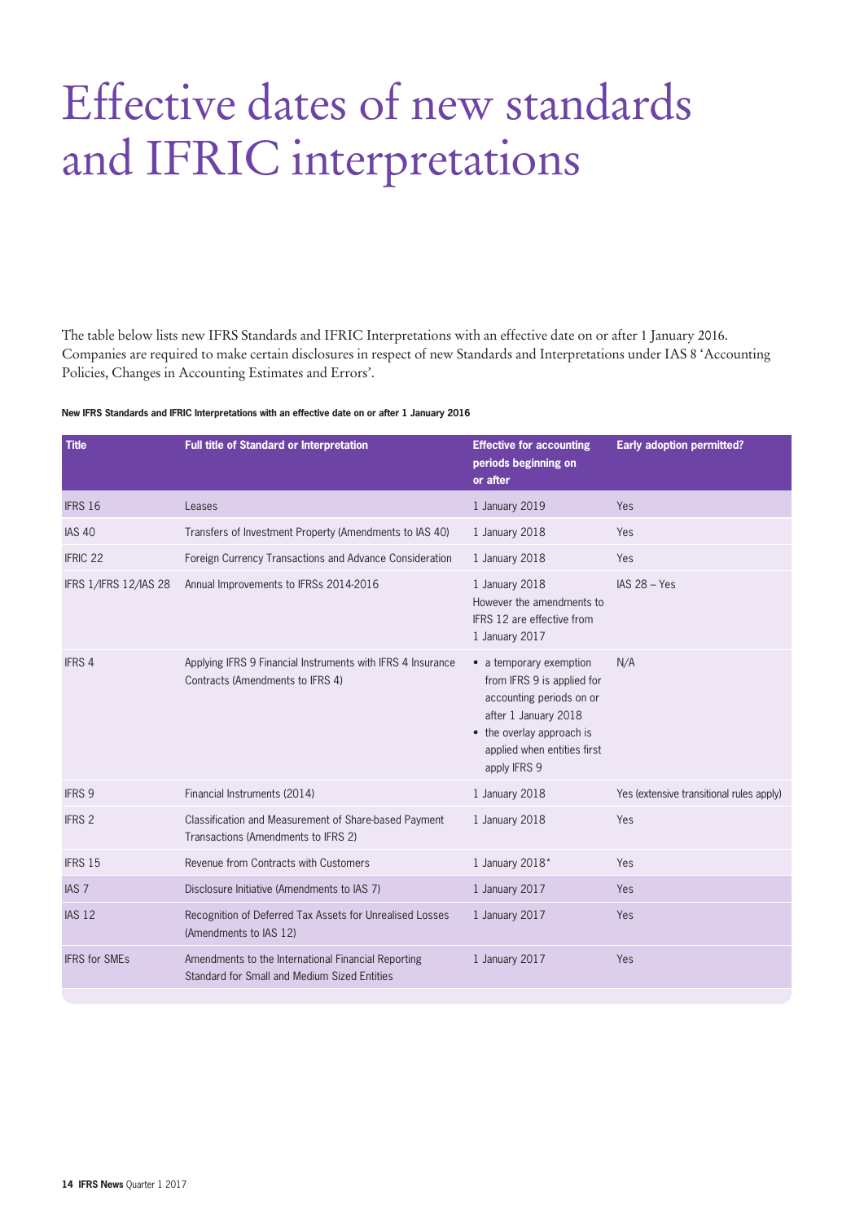# Effective dates of new standards and IFRIC interpretations

The table below lists new IFRS Standards and IFRIC Interpretations with an effective date on or after 1 January 2016. Companies are required to make certain disclosures in respect of new Standards and Interpretations under IAS 8 'Accounting Policies, Changes in Accounting Estimates and Errors'.

**New IFRS Standards and IFRIC Interpretations with an effective date on or after 1 January 2016**

| Title | Full title of Standard or Interpretation | Effective for accounting periods beginning on or after | Early adoption permitted? |
|---|---|---|---|
| IFRS 16 | Leases | 1 January 2019 | Yes |
| IAS 40 | Transfers of Investment Property (Amendments to IAS 40) | 1 January 2018 | Yes |
| IFRIC 22 | Foreign Currency Transactions and Advance Consideration | 1 January 2018 | Yes |
| IFRS 1/IFRS 12/IAS 28 | Annual Improvements to IFRSs 2014-2016 | 1 January 2018 However the amendments to IFRS 12 are effective from 1 January 2017 | IAS 28 – Yes |
| IFRS 4 | Applying IFRS 9 Financial Instruments with IFRS 4 Insurance Contracts (Amendments to IFRS 4) | • a temporary exemption from IFRS 9 is applied for accounting periods on or after 1 January 2018<br>• the overlay approach is applied when entities first apply IFRS 9 | N/A |
| IFRS 9 | Financial Instruments (2014) | 1 January 2018 | Yes (extensive transitional rules apply) |
| IFRS 2 | Classification and Measurement of Share-based Payment Transactions (Amendments to IFRS 2) | 1 January 2018 | Yes |
| IFRS 15 | Revenue from Contracts with Customers | 1 January 2018* | Yes |
| IAS 7 | Disclosure Initiative (Amendments to IAS 7) | 1 January 2017 | Yes |
| IAS 12 | Recognition of Deferred Tax Assets for Unrealised Losses (Amendments to IAS 12) | 1 January 2017 | Yes |
| IFRS for SMEs | Amendments to the International Financial Reporting Standard for Small and Medium Sized Entities | 1 January 2017 | Yes |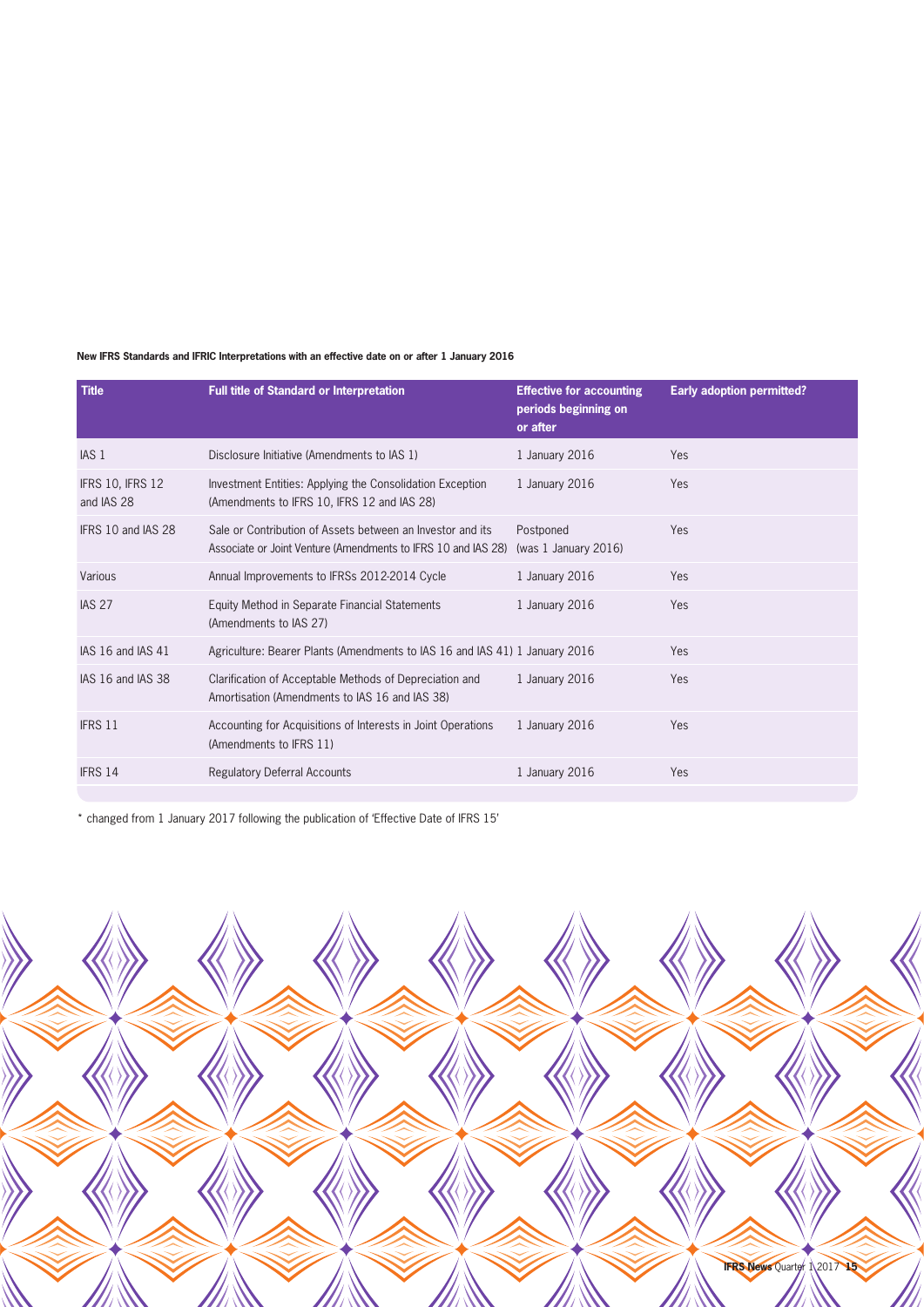**New IFRS Standards and IFRIC Interpretations with an effective date on or after 1 January 2016**

| Title | Full title of Standard or Interpretation | Effective for accounting periods beginning on or after | Early adoption permitted? |
|---|---|---|---|
| IAS 1 | Disclosure Initiative (Amendments to IAS 1) | 1 January 2016 | Yes |
| IFRS 10, IFRS 12 and IAS 28 | Investment Entities: Applying the Consolidation Exception (Amendments to IFRS 10, IFRS 12 and IAS 28) | 1 January 2016 | Yes |
| IFRS 10 and IAS 28 | Sale or Contribution of Assets between an Investor and its Associate or Joint Venture (Amendments to IFRS 10 and IAS 28) | Postponed (was 1 January 2016) | Yes |
| Various | Annual Improvements to IFRSs 2012-2014 Cycle | 1 January 2016 | Yes |
| IAS 27 | Equity Method in Separate Financial Statements (Amendments to IAS 27) | 1 January 2016 | Yes |
| IAS 16 and IAS 41 | Agriculture: Bearer Plants (Amendments to IAS 16 and IAS 41) | 1 January 2016 | Yes |
| IAS 16 and IAS 38 | Clarification of Acceptable Methods of Depreciation and Amortisation (Amendments to IAS 16 and IAS 38) | 1 January 2016 | Yes |
| IFRS 11 | Accounting for Acquisitions of Interests in Joint Operations (Amendments to IFRS 11) | 1 January 2016 | Yes |
| IFRS 14 | Regulatory Deferral Accounts | 1 January 2016 | Yes |

* changed from 1 January 2017 following the publication of 'Effective Date of IFRS 15'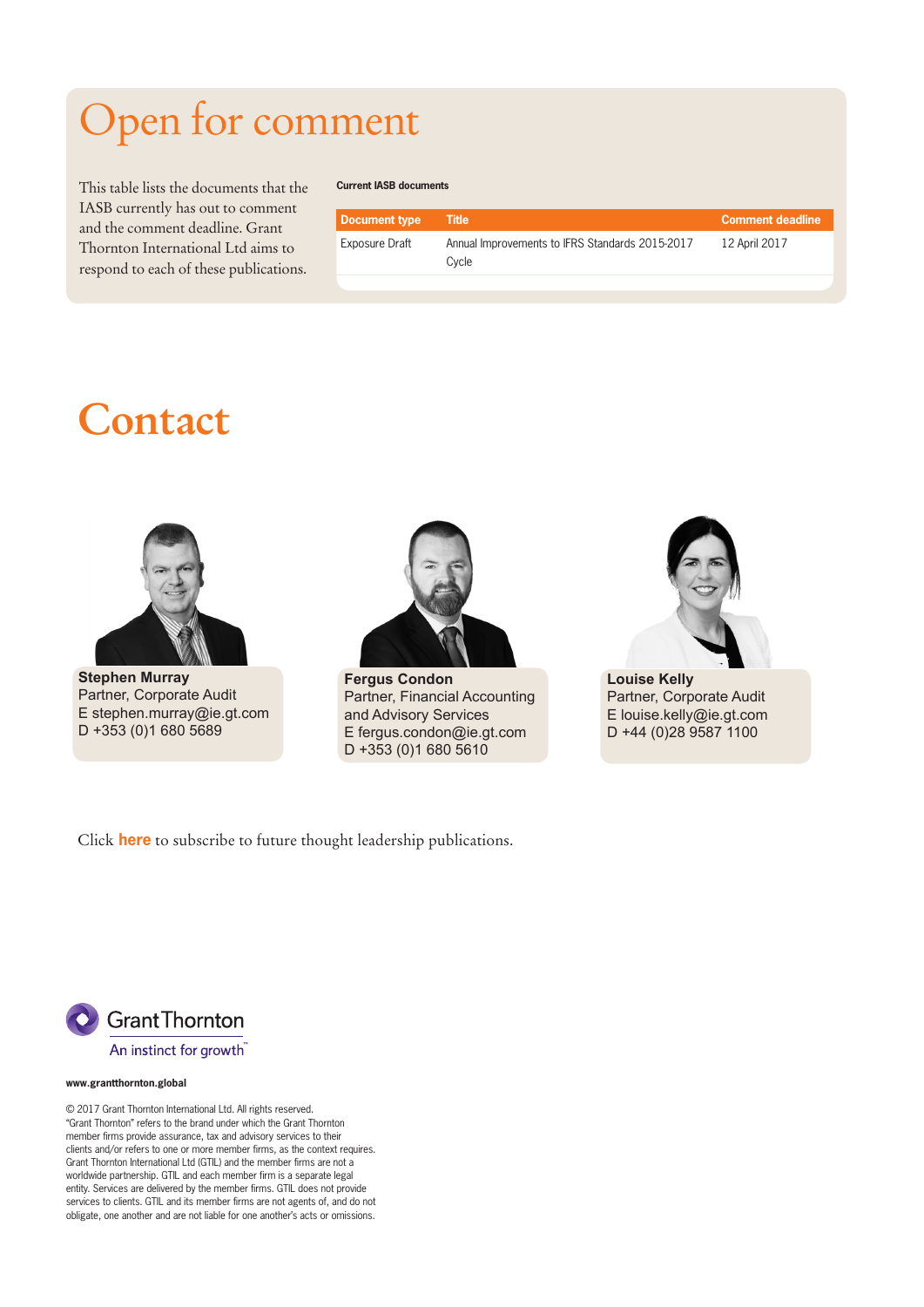# Open for comment

This table lists the documents that the IASB currently has out to comment and the comment deadline. Grant Thornton International Ltd aims to respond to each of these publications.

**Current IASB documents**

| Document type | Title | Comment deadline |
|---|---|---|
| Exposure Draft | Annual Improvements to IFRS Standards 2015-2017 Cycle | 12 April 2017 |

# Contact

**Stephen Murray**
Partner, Corporate Audit
E stephen.murray@ie.gt.com
D +353 (0)1 680 5689

**Fergus Condon**
Partner, Financial Accounting and Advisory Services
E fergus.condon@ie.gt.com
D +353 (0)1 680 5610

**Louise Kelly**
Partner, Corporate Audit
E louise.kelly@ie.gt.com
D +44 (0)28 9587 1100

Click **here** to subscribe to future thought leadership publications.

Grant Thornton
An instinct for growth™

**www.grantthornton.global**

© 2017 Grant Thornton International Ltd. All rights reserved.
"Grant Thornton" refers to the brand under which the Grant Thornton member firms provide assurance, tax and advisory services to their clients and/or refers to one or more member firms, as the context requires. Grant Thornton International Ltd (GTIL) and the member firms are not a worldwide partnership. GTIL and each member firm is a separate legal entity. Services are delivered by the member firms. GTIL does not provide services to clients. GTIL and its member firms are not agents of, and do not obligate, one another and are not liable for one another's acts or omissions.